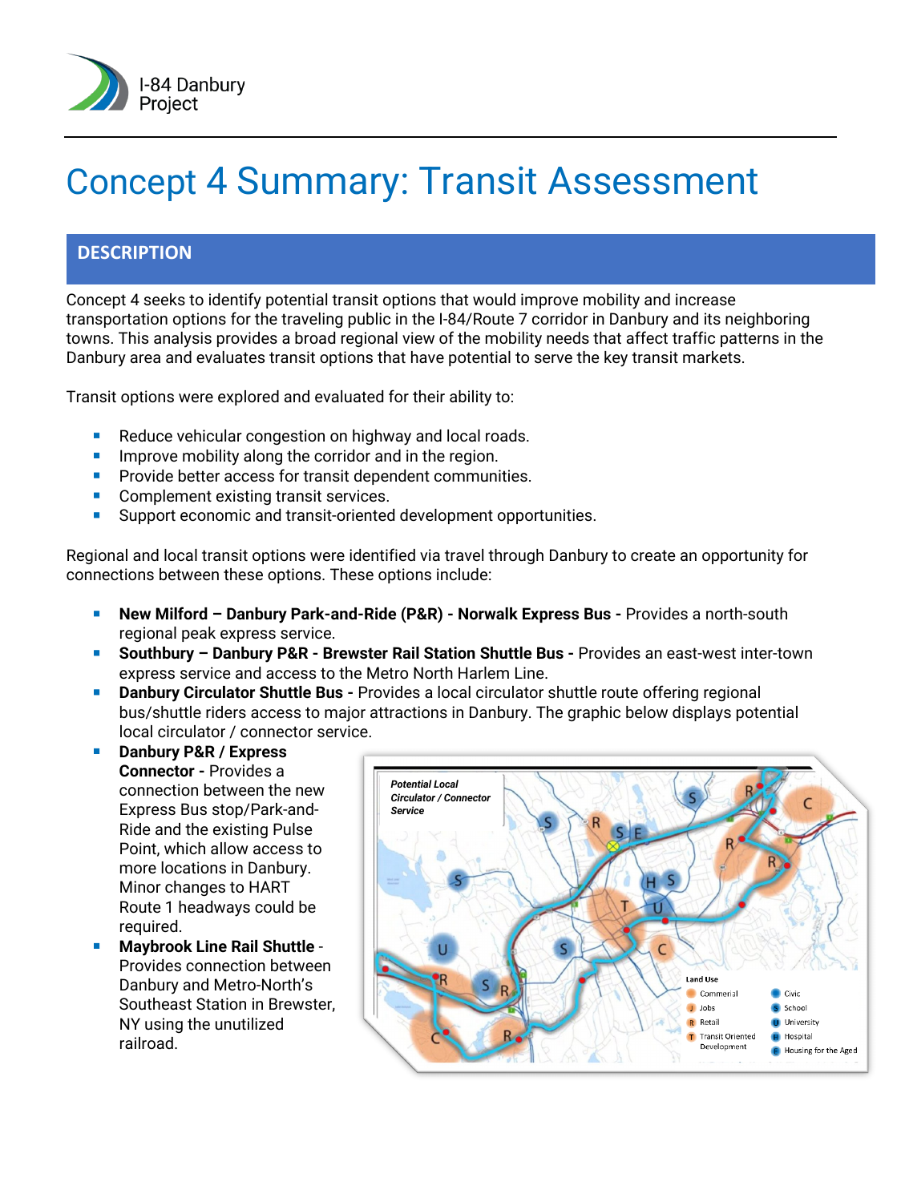I-84 Danbury Project

# Concept 4 Summary: Transit Assessment

## DESCRIPTION

Concept 4 seeks to identify potential transit options that would improve mobility and increase transportation options for the traveling public in the I-84/Route 7 corridor in Danbury and its neighboring towns. This analysis provides a broad regional view of the mobility needs that affect traffic patterns in the Danbury area and evaluates transit options that have potential to serve the key transit markets.

Transit options were explored and evaluated for their ability to:

- Reduce vehicular congestion on highway and local roads.
- Improve mobility along the corridor and in the region.
- Provide better access for transit dependent communities.
- Complement existing transit services.
- Support economic and transit-oriented development opportunities.

Regional and local transit options were identified via travel through Danbury to create an opportunity for connections between these options. These options include:

- **New Milford – Danbury Park-and-Ride (P&R) - Norwalk Express Bus -** Provides a north-south regional peak express service.
- **Southbury – Danbury P&R - Brewster Rail Station Shuttle Bus -** Provides an east-west inter-town express service and access to the Metro North Harlem Line.
- **Danbury Circulator Shuttle Bus -** Provides a local circulator shuttle route offering regional bus/shuttle riders access to major attractions in Danbury. The graphic below displays potential local circulator / connector service.
- **Danbury P&R / Express Connector -** Provides a connection between the new Express Bus stop/Park-and-Ride and the existing Pulse Point, which allow access to more locations in Danbury. Minor changes to HART Route 1 headways could be required.
- **Maybrook Line Rail Shuttle** - Provides connection between Danbury and Metro-North's Southeast Station in Brewster, NY using the unutilized railroad.

*Potential Local Circulator / Connector Service*

Land Use: Commercial, Jobs, Retail, Transit Oriented Development, Civic, School, University, Hospital, Housing for the Aged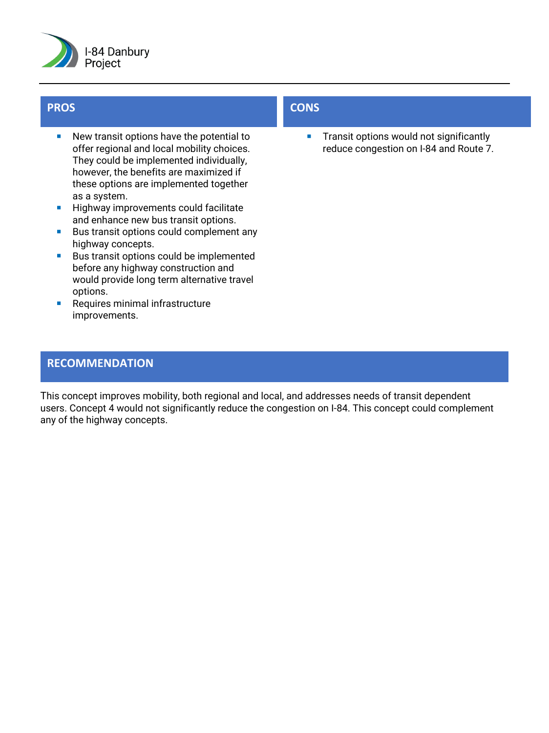## PROS

- New transit options have the potential to offer regional and local mobility choices. They could be implemented individually, however, the benefits are maximized if these options are implemented together as a system.
- Highway improvements could facilitate and enhance new bus transit options.
- Bus transit options could complement any highway concepts.
- Bus transit options could be implemented before any highway construction and would provide long term alternative travel options.
- Requires minimal infrastructure improvements.

## CONS

- Transit options would not significantly reduce congestion on I-84 and Route 7.

## RECOMMENDATION

This concept improves mobility, both regional and local, and addresses needs of transit dependent users. Concept 4 would not significantly reduce the congestion on I-84. This concept could complement any of the highway concepts.